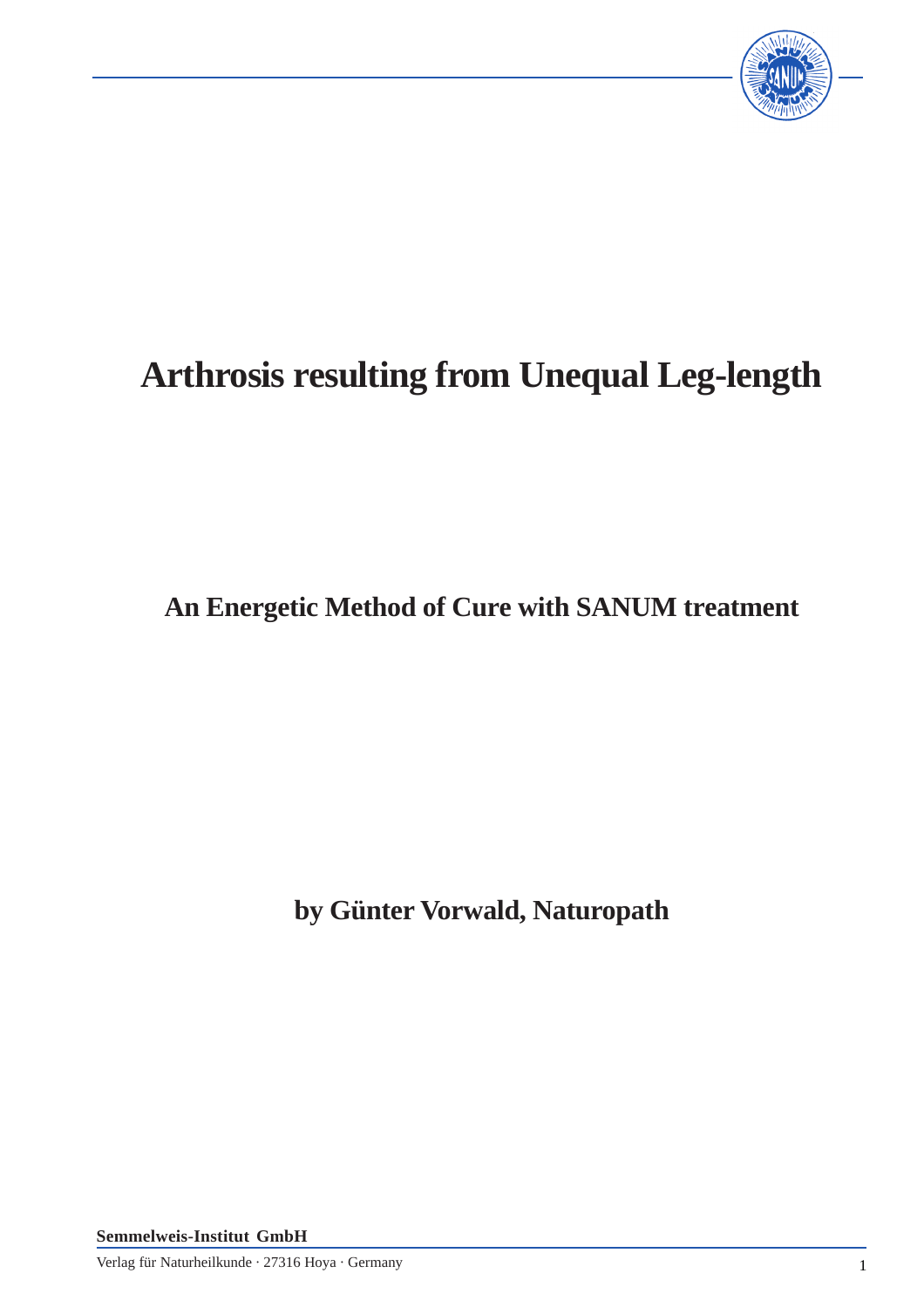# Arthrosis resulting from Unequal Leg-length

## An Energetic Method of Cure with SANUM treatment

**by Günter Vorwald, Naturopath**

**Semmelweis-Institut GmbH**

Verlag für Naturheilkunde · 27316 Hoya · Germany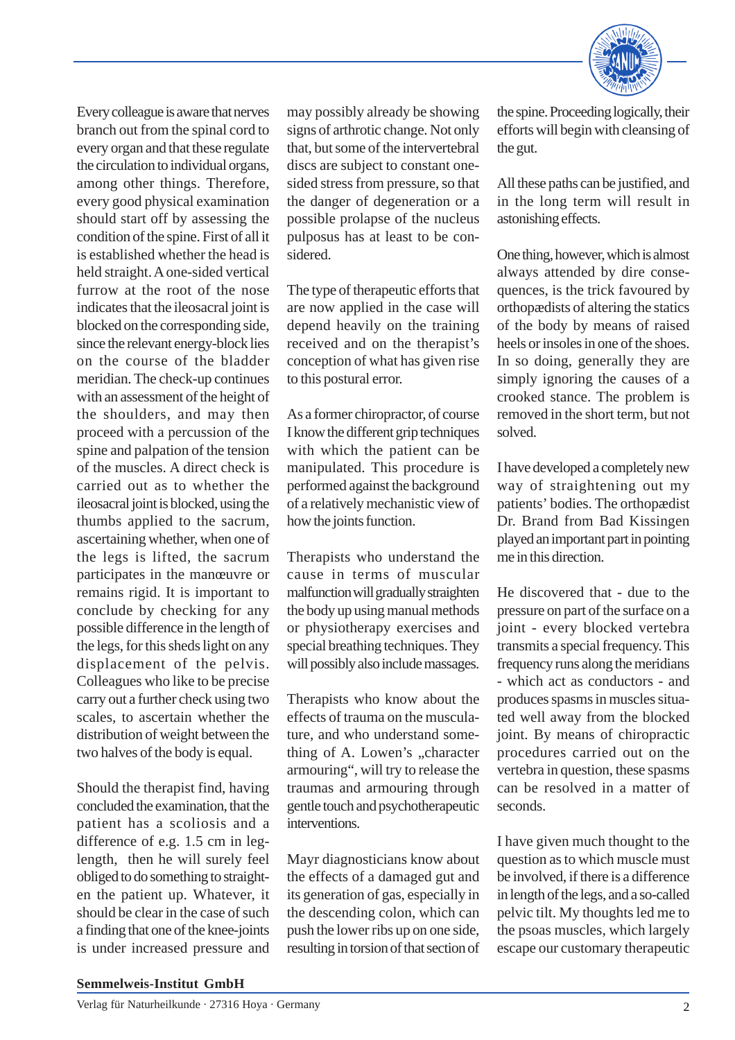Every colleague is aware that nerves branch out from the spinal cord to every organ and that these regulate the circulation to individual organs, among other things. Therefore, every good physical examination should start off by assessing the condition of the spine. First of all it is established whether the head is held straight. A one-sided vertical furrow at the root of the nose indicates that the ileosacral joint is blocked on the corresponding side, since the relevant energy-block lies on the course of the bladder meridian. The check-up continues with an assessment of the height of the shoulders, and may then proceed with a percussion of the spine and palpation of the tension of the muscles. A direct check is carried out as to whether the ileosacral joint is blocked, using the thumbs applied to the sacrum, ascertaining whether, when one of the legs is lifted, the sacrum participates in the manœuvre or remains rigid. It is important to conclude by checking for any possible difference in the length of the legs, for this sheds light on any displacement of the pelvis. Colleagues who like to be precise carry out a further check using two scales, to ascertain whether the distribution of weight between the two halves of the body is equal.

Should the therapist find, having concluded the examination, that the patient has a scoliosis and a difference of e.g. 1.5 cm in leg-length, then he will surely feel obliged to do something to straighten the patient up. Whatever, it should be clear in the case of such a finding that one of the knee-joints is under increased pressure and may possibly already be showing signs of arthrotic change. Not only that, but some of the intervertebral discs are subject to constant one-sided stress from pressure, so that the danger of degeneration or a possible prolapse of the nucleus pulposus has at least to be considered.

The type of therapeutic efforts that are now applied in the case will depend heavily on the training received and on the therapist's conception of what has given rise to this postural error.

As a former chiropractor, of course I know the different grip techniques with which the patient can be manipulated. This procedure is performed against the background of a relatively mechanistic view of how the joints function.

Therapists who understand the cause in terms of muscular malfunction will gradually straighten the body up using manual methods or physiotherapy exercises and special breathing techniques. They will possibly also include massages.

Therapists who know about the effects of trauma on the musculature, and who understand something of A. Lowen's „character armouring", will try to release the traumas and armouring through gentle touch and psychotherapeutic interventions.

Mayr diagnosticians know about the effects of a damaged gut and its generation of gas, especially in the descending colon, which can push the lower ribs up on one side, resulting in torsion of that section of the spine. Proceeding logically, their efforts will begin with cleansing of the gut.

All these paths can be justified, and in the long term will result in astonishing effects.

One thing, however, which is almost always attended by dire consequences, is the trick favoured by orthopædists of altering the statics of the body by means of raised heels or insoles in one of the shoes. In so doing, generally they are simply ignoring the causes of a crooked stance. The problem is removed in the short term, but not solved.

I have developed a completely new way of straightening out my patients' bodies. The orthopædist Dr. Brand from Bad Kissingen played an important part in pointing me in this direction.

He discovered that - due to the pressure on part of the surface on a joint - every blocked vertebra transmits a special frequency. This frequency runs along the meridians - which act as conductors - and produces spasms in muscles situated well away from the blocked joint. By means of chiropractic procedures carried out on the vertebra in question, these spasms can be resolved in a matter of seconds.

I have given much thought to the question as to which muscle must be involved, if there is a difference in length of the legs, and a so-called pelvic tilt. My thoughts led me to the psoas muscles, which largely escape our customary therapeutic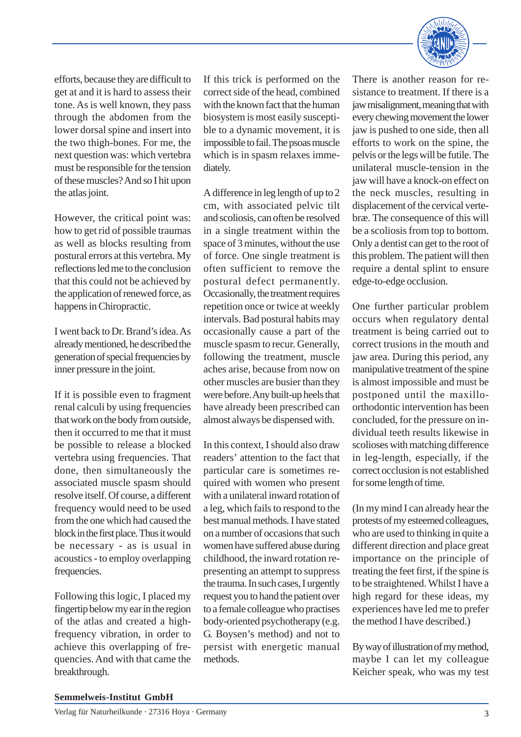efforts, because they are difficult to get at and it is hard to assess their tone. As is well known, they pass through the abdomen from the lower dorsal spine and insert into the two thigh-bones. For me, the next question was: which vertebra must be responsible for the tension of these muscles? And so I hit upon the atlas joint.

However, the critical point was: how to get rid of possible traumas as well as blocks resulting from postural errors at this vertebra. My reflections led me to the conclusion that this could not be achieved by the application of renewed force, as happens in Chiropractic.

I went back to Dr. Brand's idea. As already mentioned, he described the generation of special frequencies by inner pressure in the joint.

If it is possible even to fragment renal calculi by using frequencies that work on the body from outside, then it occurred to me that it must be possible to release a blocked vertebra using frequencies. That done, then simultaneously the associated muscle spasm should resolve itself. Of course, a different frequency would need to be used from the one which had caused the block in the first place. Thus it would be necessary - as is usual in acoustics - to employ overlapping frequencies.

Following this logic, I placed my fingertip below my ear in the region of the atlas and created a high-frequency vibration, in order to achieve this overlapping of frequencies. And with that came the breakthrough.

If this trick is performed on the correct side of the head, combined with the known fact that the human biosystem is most easily susceptible to a dynamic movement, it is impossible to fail. The psoas muscle which is in spasm relaxes immediately.

A difference in leg length of up to 2 cm, with associated pelvic tilt and scoliosis, can often be resolved in a single treatment within the space of 3 minutes, without the use of force. One single treatment is often sufficient to remove the postural defect permanently. Occasionally, the treatment requires repetition once or twice at weekly intervals. Bad postural habits may occasionally cause a part of the muscle spasm to recur. Generally, following the treatment, muscle aches arise, because from now on other muscles are busier than they were before. Any built-up heels that have already been prescribed can almost always be dispensed with.

In this context, I should also draw readers' attention to the fact that particular care is sometimes required with women who present with a unilateral inward rotation of a leg, which fails to respond to the best manual methods. I have stated on a number of occasions that such women have suffered abuse during childhood, the inward rotation representing an attempt to suppress the trauma. In such cases, I urgently request you to hand the patient over to a female colleague who practises body-oriented psychotherapy (e.g. G. Boysen's method) and not to persist with energetic manual methods.

There is another reason for resistance to treatment. If there is a jaw misalignment, meaning that with every chewing movement the lower jaw is pushed to one side, then all efforts to work on the spine, the pelvis or the legs will be futile. The unilateral muscle-tension in the jaw will have a knock-on effect on the neck muscles, resulting in displacement of the cervical vertebræ. The consequence of this will be a scoliosis from top to bottom. Only a dentist can get to the root of this problem. The patient will then require a dental splint to ensure edge-to-edge occlusion.

One further particular problem occurs when regulatory dental treatment is being carried out to correct trusions in the mouth and jaw area. During this period, any manipulative treatment of the spine is almost impossible and must be postponed until the maxillo-orthodontic intervention has been concluded, for the pressure on individual teeth results likewise in scolioses with matching difference in leg-length, especially, if the correct occlusion is not established for some length of time.

(In my mind I can already hear the protests of my esteemed colleagues, who are used to thinking in quite a different direction and place great importance on the principle of treating the feet first, if the spine is to be straightened. Whilst I have a high regard for these ideas, my experiences have led me to prefer the method I have described.)

By way of illustration of my method, maybe I can let my colleague Keicher speak, who was my test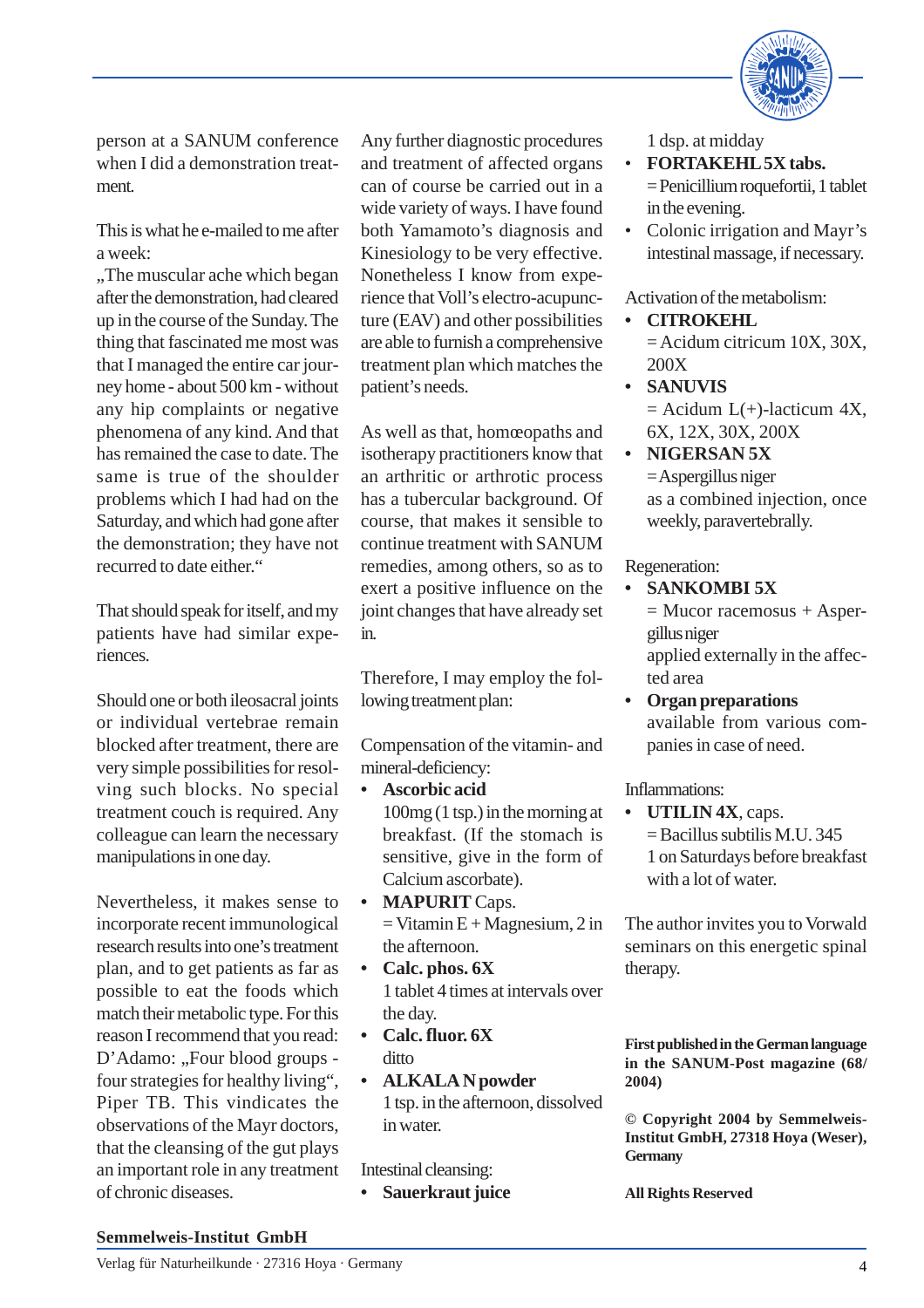person at a SANUM conference when I did a demonstration treatment.

This is what he e-mailed to me after a week:

„The muscular ache which began after the demonstration, had cleared up in the course of the Sunday. The thing that fascinated me most was that I managed the entire car journey home - about 500 km - without any hip complaints or negative phenomena of any kind. And that has remained the case to date. The same is true of the shoulder problems which I had had on the Saturday, and which had gone after the demonstration; they have not recurred to date either."

That should speak for itself, and my patients have had similar experiences.

Should one or both ileosacral joints or individual vertebrae remain blocked after treatment, there are very simple possibilities for resolving such blocks. No special treatment couch is required. Any colleague can learn the necessary manipulations in one day.

Nevertheless, it makes sense to incorporate recent immunological research results into one's treatment plan, and to get patients as far as possible to eat the foods which match their metabolic type. For this reason I recommend that you read: D'Adamo: „Four blood groups - four strategies for healthy living", Piper TB. This vindicates the observations of the Mayr doctors, that the cleansing of the gut plays an important role in any treatment of chronic diseases.

Any further diagnostic procedures and treatment of affected organs can of course be carried out in a wide variety of ways. I have found both Yamamoto's diagnosis and Kinesiology to be very effective. Nonetheless I know from experience that Voll's electro-acupuncture (EAV) and other possibilities are able to furnish a comprehensive treatment plan which matches the patient's needs.

As well as that, homœopaths and isotherapy practitioners know that an arthritic or arthrotic process has a tubercular background. Of course, that makes it sensible to continue treatment with SANUM remedies, among others, so as to exert a positive influence on the joint changes that have already set in.

Therefore, I may employ the following treatment plan:

Compensation of the vitamin- and mineral-deficiency:

- **Ascorbic acid**
  100mg (1 tsp.) in the morning at breakfast. (If the stomach is sensitive, give in the form of Calcium ascorbate).
- **MAPURIT** Caps.
  = Vitamin E + Magnesium, 2 in the afternoon.
- **Calc. phos. 6X**
  1 tablet 4 times at intervals over the day.
- **Calc. fluor. 6X**
  ditto
- **ALKALA N powder**
  1 tsp. in the afternoon, dissolved in water.

Intestinal cleansing:

- **Sauerkraut juice**
  1 dsp. at midday
- **FORTAKEHL 5X tabs.**
  = Penicillium roquefortii, 1 tablet in the evening.
- Colonic irrigation and Mayr's intestinal massage, if necessary.

Activation of the metabolism:

- **CITROKEHL**
  = Acidum citricum 10X, 30X, 200X
- **SANUVIS**
  = Acidum L(+)-lacticum 4X, 6X, 12X, 30X, 200X
- **NIGERSAN 5X**
  = Aspergillus niger
  as a combined injection, once weekly, paravertebrally.

Regeneration:

- **SANKOMBI 5X**
  = Mucor racemosus + Aspergillus niger
  applied externally in the affected area
- **Organ preparations**
  available from various companies in case of need.

Inflammations:

- **UTILIN 4X**, caps.
  = Bacillus subtilis M.U. 345
  1 on Saturdays before breakfast with a lot of water.

The author invites you to Vorwald seminars on this energetic spinal therapy.

**First published in the German language in the SANUM-Post magazine (68/2004)**

**© Copyright 2004 by Semmelweis-Institut GmbH, 27318 Hoya (Weser), Germany**

**All Rights Reserved**